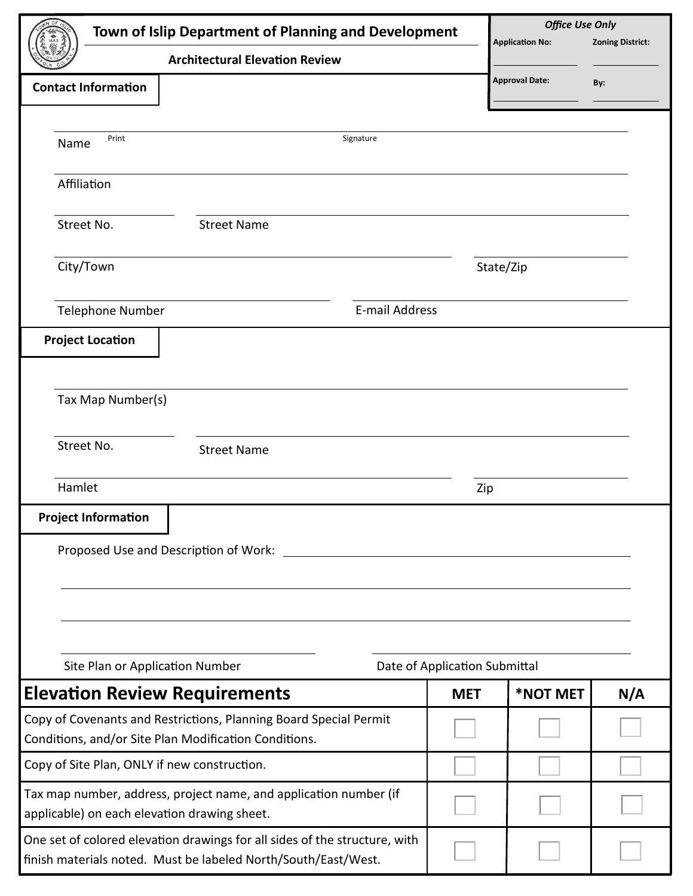# Town of Islip Department of Planning and Development

## Architectural Elevation Review

*Office Use Only*

Application No: ____________ Zoning District: ____________

Approval Date: ____________ By: ____________

### Contact Information

Name ____________ Print ____________ Signature ____________

Affiliation ____________

Street No. ____________ Street Name ____________

City/Town ____________ State/Zip ____________

Telephone Number ____________ E-mail Address ____________

### Project Location

Tax Map Number(s) ____________

Street No. ____________ Street Name ____________

Hamlet ____________ Zip ____________

### Project Information

Proposed Use and Description of Work: ____________

____________

____________

Site Plan or Application Number ____________ Date of Application Submittal ____________

| Elevation Review Requirements | MET | *NOT MET | N/A |
|---|---|---|---|
| Copy of Covenants and Restrictions, Planning Board Special Permit Conditions, and/or Site Plan Modification Conditions. | ☐ | ☐ | ☐ |
| Copy of Site Plan, ONLY if new construction. | ☐ | ☐ | ☐ |
| Tax map number, address, project name, and application number (if applicable) on each elevation drawing sheet. | ☐ | ☐ | ☐ |
| One set of colored elevation drawings for all sides of the structure, with finish materials noted. Must be labeled North/South/East/West. | ☐ | ☐ | ☐ |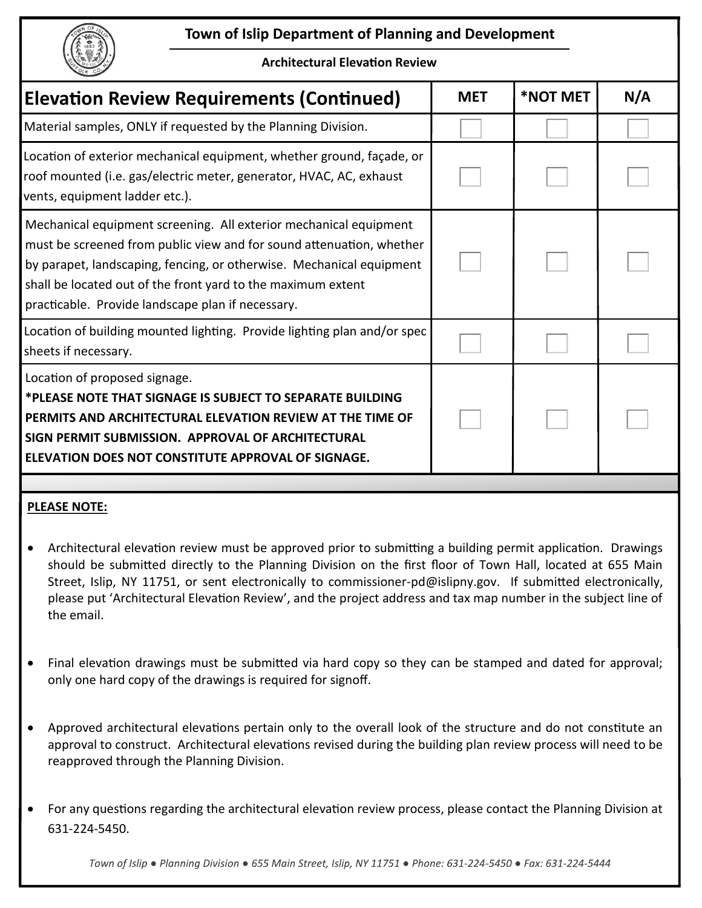**Town of Islip Department of Planning and Development**

**Architectural Elevation Review**

| Elevation Review Requirements (Continued) | MET | *NOT MET | N/A |
|---|---|---|---|
| Material samples, ONLY if requested by the Planning Division. | ☐ | ☐ | ☐ |
| Location of exterior mechanical equipment, whether ground, façade, or roof mounted (i.e. gas/electric meter, generator, HVAC, AC, exhaust vents, equipment ladder etc.). | ☐ | ☐ | ☐ |
| Mechanical equipment screening. All exterior mechanical equipment must be screened from public view and for sound attenuation, whether by parapet, landscaping, fencing, or otherwise. Mechanical equipment shall be located out of the front yard to the maximum extent practicable. Provide landscape plan if necessary. | ☐ | ☐ | ☐ |
| Location of building mounted lighting. Provide lighting plan and/or spec sheets if necessary. | ☐ | ☐ | ☐ |
| Location of proposed signage. **\*PLEASE NOTE THAT SIGNAGE IS SUBJECT TO SEPARATE BUILDING PERMITS AND ARCHITECTURAL ELEVATION REVIEW AT THE TIME OF SIGN PERMIT SUBMISSION. APPROVAL OF ARCHITECTURAL ELEVATION DOES NOT CONSTITUTE APPROVAL OF SIGNAGE.** | ☐ | ☐ | ☐ |

**PLEASE NOTE:**

- Architectural elevation review must be approved prior to submitting a building permit application. Drawings should be submitted directly to the Planning Division on the first floor of Town Hall, located at 655 Main Street, Islip, NY 11751, or sent electronically to commissioner-pd@islipny.gov. If submitted electronically, please put 'Architectural Elevation Review', and the project address and tax map number in the subject line of the email.

- Final elevation drawings must be submitted via hard copy so they can be stamped and dated for approval; only one hard copy of the drawings is required for signoff.

- Approved architectural elevations pertain only to the overall look of the structure and do not constitute an approval to construct. Architectural elevations revised during the building plan review process will need to be reapproved through the Planning Division.

- For any questions regarding the architectural elevation review process, please contact the Planning Division at 631-224-5450.

*Town of Islip ● Planning Division ● 655 Main Street, Islip, NY 11751 ● Phone: 631-224-5450 ● Fax: 631-224-5444*